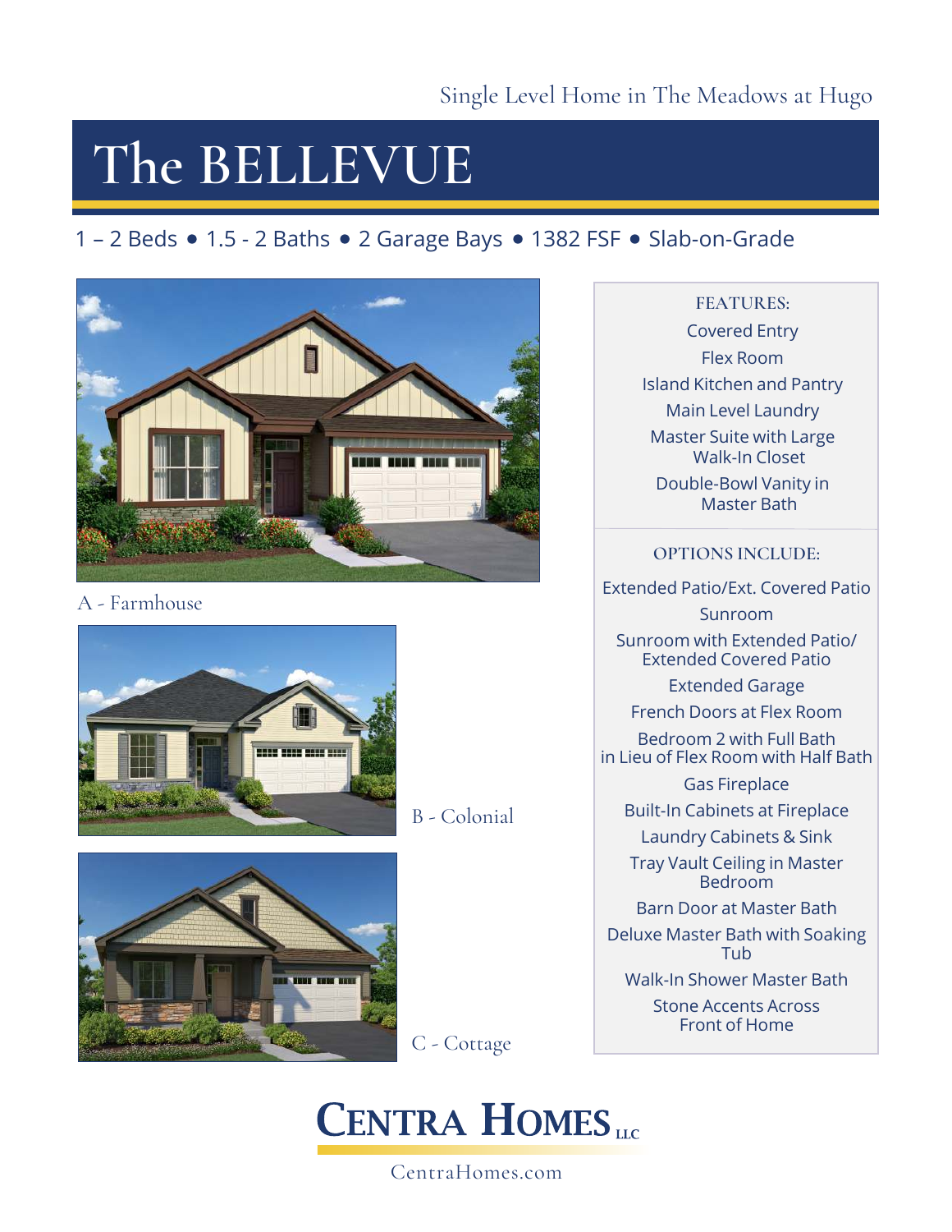Single Level Home in The Meadows at Hugo

# The BELLEVUE

1 – 2 Beds • 1.5 - 2 Baths • 2 Garage Bays • 1382 FSF • Slab-on-Grade

A - Farmhouse

B - Colonial

C - Cottage

**FEATURES:**

- Covered Entry
- Flex Room
- Island Kitchen and Pantry
- Main Level Laundry
- Master Suite with Large Walk-In Closet
- Double-Bowl Vanity in Master Bath

**OPTIONS INCLUDE:**

- Extended Patio/Ext. Covered Patio
- Sunroom
- Sunroom with Extended Patio/ Extended Covered Patio
- Extended Garage
- French Doors at Flex Room
- Bedroom 2 with Full Bath in Lieu of Flex Room with Half Bath
- Gas Fireplace
- Built-In Cabinets at Fireplace
- Laundry Cabinets & Sink
- Tray Vault Ceiling in Master Bedroom
- Barn Door at Master Bath
- Deluxe Master Bath with Soaking Tub
- Walk-In Shower Master Bath
- Stone Accents Across Front of Home

CENTRA HOMES LLC

CentraHomes.com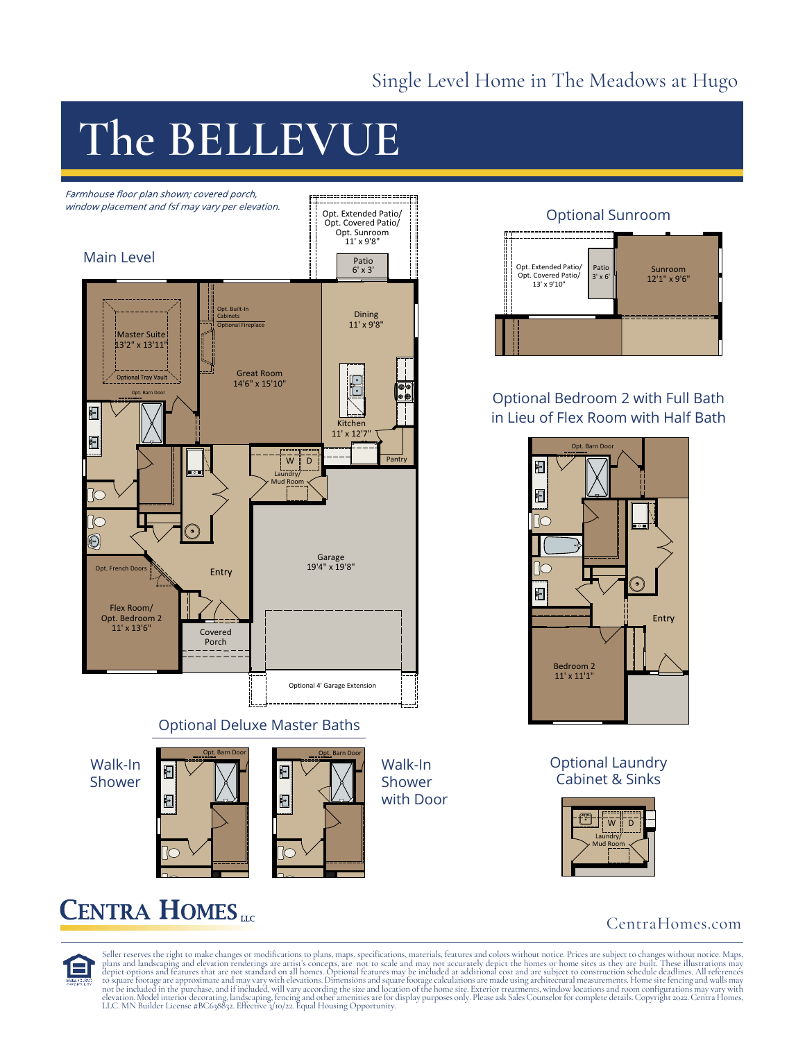Single Level Home in The Meadows at Hugo

# The BELLEVUE

*Farmhouse floor plan shown; covered porch, window placement and fsf may vary per elevation.*

## Main Level

Opt. Extended Patio/
Opt. Covered Patio/
Opt. Sunroom
11' x 9'8"

Patio
6' x 3'

Opt. Built-In Cabinets

Optional Fireplace

Master Suite
13'2" x 13'11"

Optional Tray Vault

Opt. Barn Door

Great Room
14'6" x 15'10"

Dining
11' x 9'8"

Kitchen
11' x 12'7"

Pantry

W D
Laundry/
Mud Room

Garage
19'4" x 19'8"

Entry

Opt. French Doors

Flex Room/
Opt. Bedroom 2
11' x 13'6"

Covered
Porch

Optional 4' Garage Extension

## Optional Sunroom

Opt. Extended Patio/
Opt. Covered Patio/
13' x 9'10"

Patio
3' x 6'

Sunroom
12'1" x 9'6"

## Optional Bedroom 2 with Full Bath in Lieu of Flex Room with Half Bath

Opt. Barn Door

Entry

Bedroom 2
11' x 11'1"

## Optional Deluxe Master Baths

Walk-In Shower

Opt. Barn Door

Opt. Barn Door

Walk-In Shower with Door

## Optional Laundry Cabinet & Sinks

W D
Laundry/
Mud Room

**CENTRA HOMES** LLC

CentraHomes.com

Seller reserves the right to make changes or modifications to plans, maps, specifications, materials, features and colors without notice. Prices are subject to changes without notice. Maps, plans and landscaping and elevation renderings are artist's concepts, are not to scale and may not accurately depict the homes or home sites as they are built. These illustrations may depict options and features that are not standard on all homes. Optional features may be included at additional cost and are subject to construction schedule deadlines. All references to square footage are approximate and may vary with elevations. Dimensions and square footage calculations are made using architectural measurements. Home site fencing and walls may not be included in the purchase, and if included, will vary according the size and location of the home site. Exterior treatments, window locations and room configurations may vary with elevation. Model interior decorating, landscaping, fencing and other amenities are for display purposes only. Please ask Sales Counselor for complete details. Copyright 2022. Centra Homes, LLC. MN Builder License #BC638832. Effective 3/10/22. Equal Housing Opportunity.